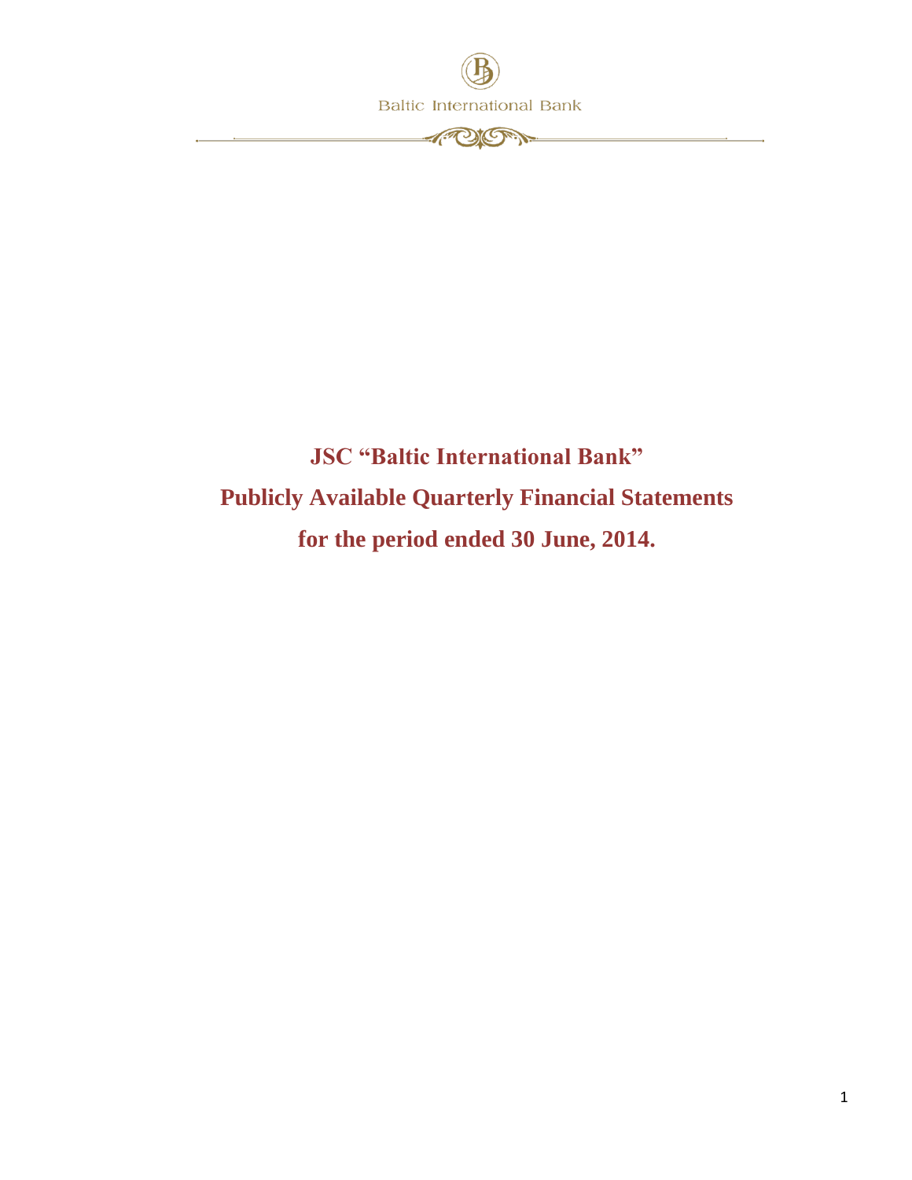Baltic International Bank

# JSC “Baltic International Bank”

# Publicly Available Quarterly Financial Statements

# for the period ended 30 June, 2014.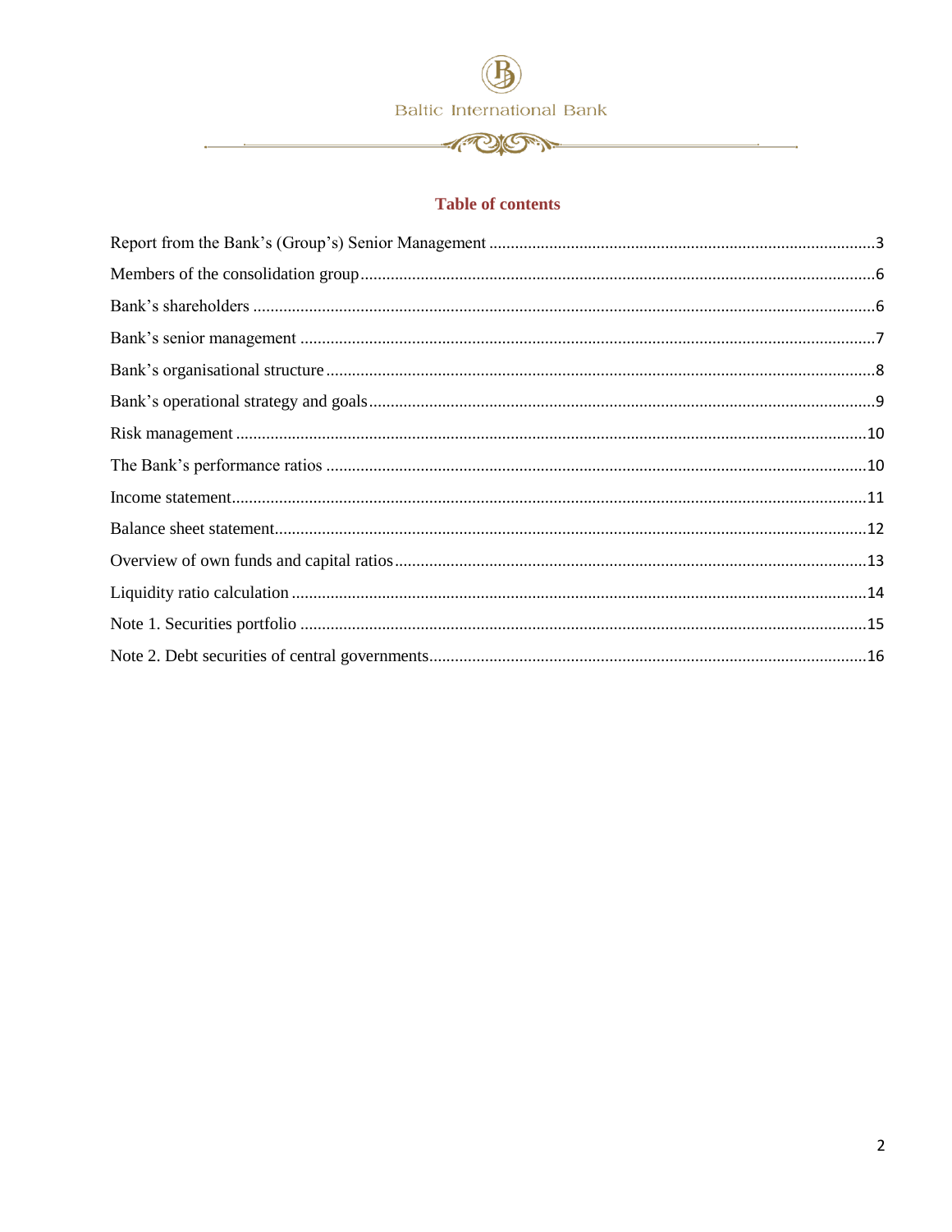## Table of contents

| Section | Page |
|---|---|
| Report from the Bank's (Group's) Senior Management | 3 |
| Members of the consolidation group | 6 |
| Bank's shareholders | 6 |
| Bank's senior management | 7 |
| Bank's organisational structure | 8 |
| Bank's operational strategy and goals | 9 |
| Risk management | 10 |
| The Bank's performance ratios | 10 |
| Income statement | 11 |
| Balance sheet statement | 12 |
| Overview of own funds and capital ratios | 13 |
| Liquidity ratio calculation | 14 |
| Note 1. Securities portfolio | 15 |
| Note 2. Debt securities of central governments | 16 |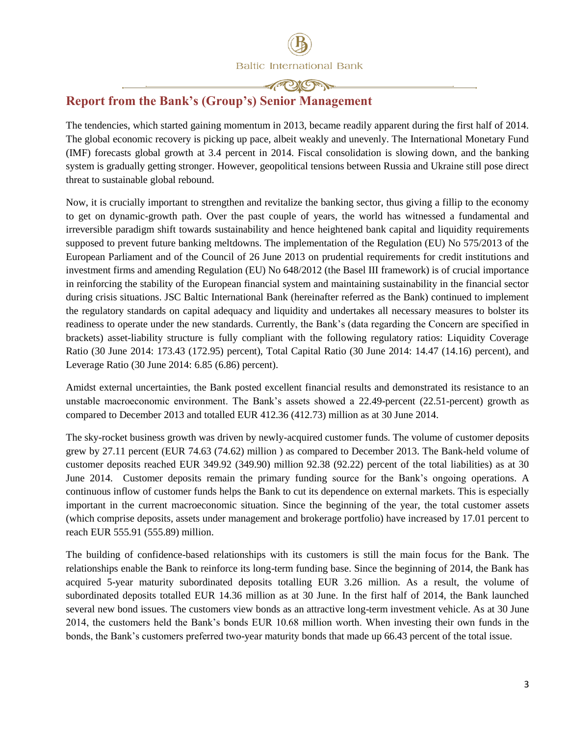## Report from the Bank's (Group's) Senior Management

The tendencies, which started gaining momentum in 2013, became readily apparent during the first half of 2014. The global economic recovery is picking up pace, albeit weakly and unevenly. The International Monetary Fund (IMF) forecasts global growth at 3.4 percent in 2014. Fiscal consolidation is slowing down, and the banking system is gradually getting stronger. However, geopolitical tensions between Russia and Ukraine still pose direct threat to sustainable global rebound.

Now, it is crucially important to strengthen and revitalize the banking sector, thus giving a fillip to the economy to get on dynamic-growth path. Over the past couple of years, the world has witnessed a fundamental and irreversible paradigm shift towards sustainability and hence heightened bank capital and liquidity requirements supposed to prevent future banking meltdowns. The implementation of the Regulation (EU) No 575/2013 of the European Parliament and of the Council of 26 June 2013 on prudential requirements for credit institutions and investment firms and amending Regulation (EU) No 648/2012 (the Basel III framework) is of crucial importance in reinforcing the stability of the European financial system and maintaining sustainability in the financial sector during crisis situations. JSC Baltic International Bank (hereinafter referred as the Bank) continued to implement the regulatory standards on capital adequacy and liquidity and undertakes all necessary measures to bolster its readiness to operate under the new standards. Currently, the Bank's (data regarding the Concern are specified in brackets) asset-liability structure is fully compliant with the following regulatory ratios: Liquidity Coverage Ratio (30 June 2014: 173.43 (172.95) percent), Total Capital Ratio (30 June 2014: 14.47 (14.16) percent), and Leverage Ratio (30 June 2014: 6.85 (6.86) percent).

Amidst external uncertainties, the Bank posted excellent financial results and demonstrated its resistance to an unstable macroeconomic environment. The Bank's assets showed a 22.49-percent (22.51-percent) growth as compared to December 2013 and totalled EUR 412.36 (412.73) million as at 30 June 2014.

The sky-rocket business growth was driven by newly-acquired customer funds. The volume of customer deposits grew by 27.11 percent (EUR 74.63 (74.62) million ) as compared to December 2013. The Bank-held volume of customer deposits reached EUR 349.92 (349.90) million 92.38 (92.22) percent of the total liabilities) as at 30 June 2014. Customer deposits remain the primary funding source for the Bank's ongoing operations. A continuous inflow of customer funds helps the Bank to cut its dependence on external markets. This is especially important in the current macroeconomic situation. Since the beginning of the year, the total customer assets (which comprise deposits, assets under management and brokerage portfolio) have increased by 17.01 percent to reach EUR 555.91 (555.89) million.

The building of confidence-based relationships with its customers is still the main focus for the Bank. The relationships enable the Bank to reinforce its long-term funding base. Since the beginning of 2014, the Bank has acquired 5-year maturity subordinated deposits totalling EUR 3.26 million. As a result, the volume of subordinated deposits totalled EUR 14.36 million as at 30 June. In the first half of 2014, the Bank launched several new bond issues. The customers view bonds as an attractive long-term investment vehicle. As at 30 June 2014, the customers held the Bank's bonds EUR 10.68 million worth. When investing their own funds in the bonds, the Bank's customers preferred two-year maturity bonds that made up 66.43 percent of the total issue.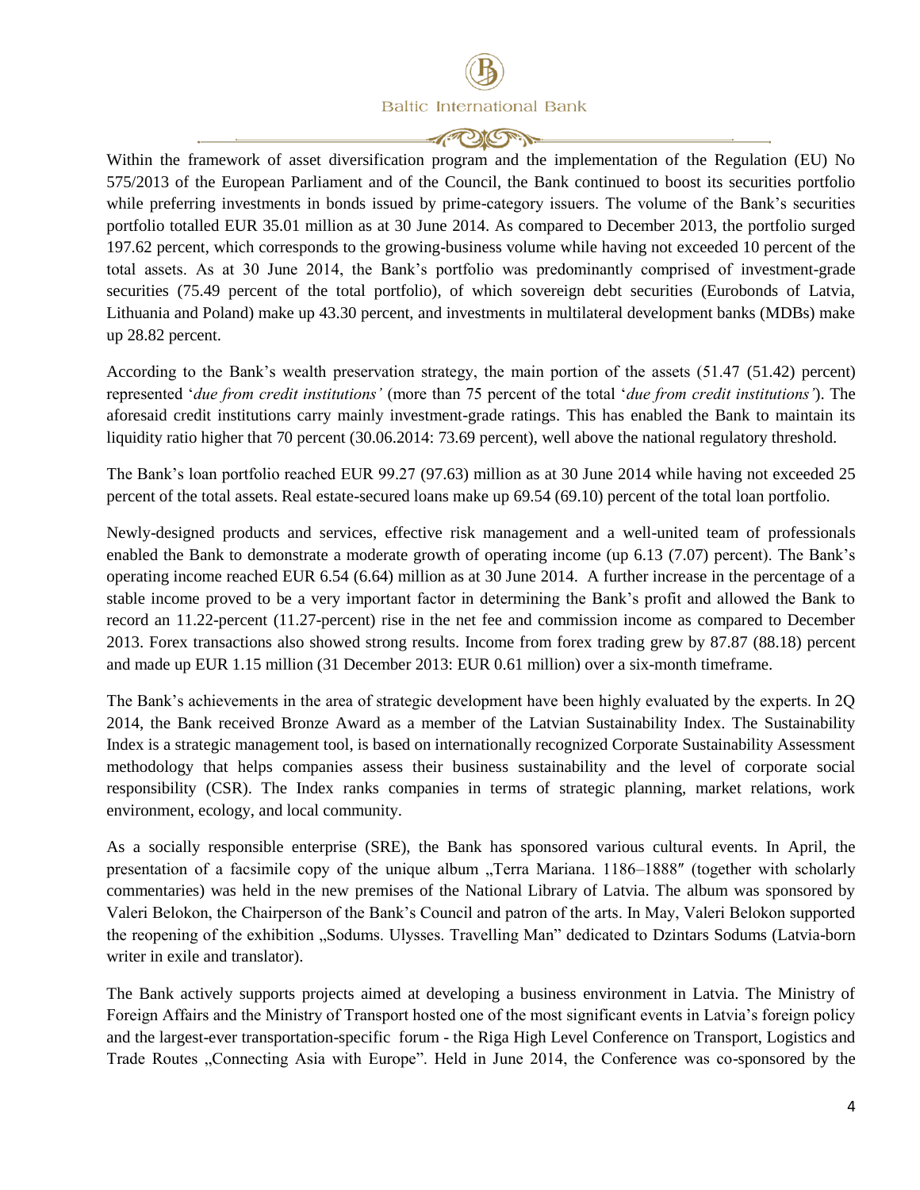Within the framework of asset diversification program and the implementation of the Regulation (EU) No 575/2013 of the European Parliament and of the Council, the Bank continued to boost its securities portfolio while preferring investments in bonds issued by prime-category issuers. The volume of the Bank's securities portfolio totalled EUR 35.01 million as at 30 June 2014. As compared to December 2013, the portfolio surged 197.62 percent, which corresponds to the growing-business volume while having not exceeded 10 percent of the total assets. As at 30 June 2014, the Bank's portfolio was predominantly comprised of investment-grade securities (75.49 percent of the total portfolio), of which sovereign debt securities (Eurobonds of Latvia, Lithuania and Poland) make up 43.30 percent, and investments in multilateral development banks (MDBs) make up 28.82 percent.

According to the Bank's wealth preservation strategy, the main portion of the assets (51.47 (51.42) percent) represented '*due from credit institutions'* (more than 75 percent of the total '*due from credit institutions'*). The aforesaid credit institutions carry mainly investment-grade ratings. This has enabled the Bank to maintain its liquidity ratio higher that 70 percent (30.06.2014: 73.69 percent), well above the national regulatory threshold.

The Bank's loan portfolio reached EUR 99.27 (97.63) million as at 30 June 2014 while having not exceeded 25 percent of the total assets. Real estate-secured loans make up 69.54 (69.10) percent of the total loan portfolio.

Newly-designed products and services, effective risk management and a well-united team of professionals enabled the Bank to demonstrate a moderate growth of operating income (up 6.13 (7.07) percent). The Bank's operating income reached EUR 6.54 (6.64) million as at 30 June 2014. A further increase in the percentage of a stable income proved to be a very important factor in determining the Bank's profit and allowed the Bank to record an 11.22-percent (11.27-percent) rise in the net fee and commission income as compared to December 2013. Forex transactions also showed strong results. Income from forex trading grew by 87.87 (88.18) percent and made up EUR 1.15 million (31 December 2013: EUR 0.61 million) over a six-month timeframe.

The Bank's achievements in the area of strategic development have been highly evaluated by the experts. In 2Q 2014, the Bank received Bronze Award as a member of the Latvian Sustainability Index. The Sustainability Index is a strategic management tool, is based on internationally recognized Corporate Sustainability Assessment methodology that helps companies assess their business sustainability and the level of corporate social responsibility (CSR). The Index ranks companies in terms of strategic planning, market relations, work environment, ecology, and local community.

As a socially responsible enterprise (SRE), the Bank has sponsored various cultural events. In April, the presentation of a facsimile copy of the unique album „Terra Mariana. 1186–1888″ (together with scholarly commentaries) was held in the new premises of the National Library of Latvia. The album was sponsored by Valeri Belokon, the Chairperson of the Bank's Council and patron of the arts. In May, Valeri Belokon supported the reopening of the exhibition „Sodums. Ulysses. Travelling Man" dedicated to Dzintars Sodums (Latvia-born writer in exile and translator).

The Bank actively supports projects aimed at developing a business environment in Latvia. The Ministry of Foreign Affairs and the Ministry of Transport hosted one of the most significant events in Latvia's foreign policy and the largest-ever transportation-specific forum - the Riga High Level Conference on Transport, Logistics and Trade Routes „Connecting Asia with Europe". Held in June 2014, the Conference was co-sponsored by the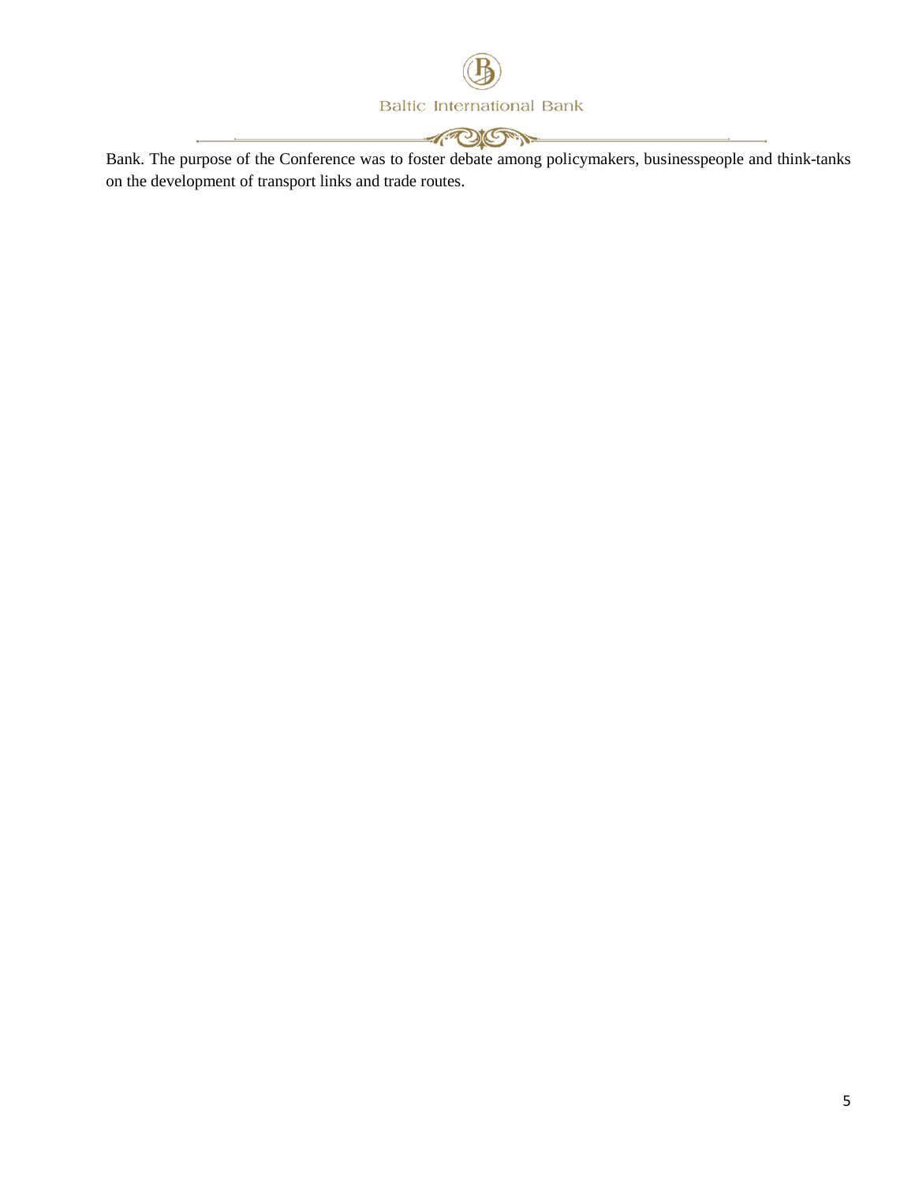Bank. The purpose of the Conference was to foster debate among policymakers, businesspeople and think-tanks on the development of transport links and trade routes.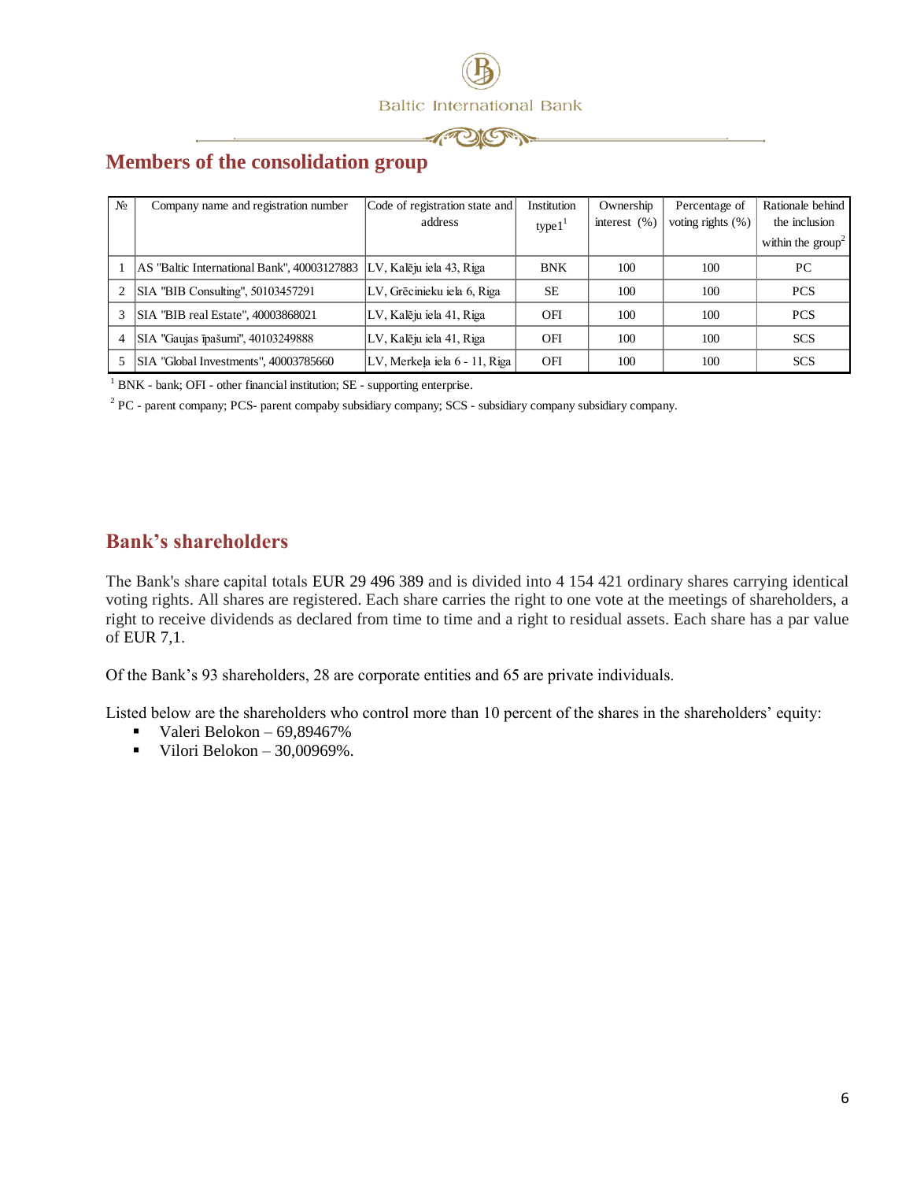## Members of the consolidation group

| № | Company name and registration number | Code of registration state and address | Institution type1[1] | Ownership interest (%) | Percentage of voting rights (%) | Rationale behind the inclusion within the group[2] |
|---|---|---|---|---|---|---|
| 1 | AS "Baltic International Bank", 40003127883 | LV, Kalēju iela 43, Riga | BNK | 100 | 100 | PC |
| 2 | SIA "BIB Consulting", 50103457291 | LV, Grēcinieku iela 6, Riga | SE | 100 | 100 | PCS |
| 3 | SIA "BIB real Estate", 40003868021 | LV, Kalēju iela 41, Riga | OFI | 100 | 100 | PCS |
| 4 | SIA "Gaujas īpašumi", 40103249888 | LV, Kalēju iela 41, Riga | OFI | 100 | 100 | SCS |
| 5 | SIA "Global Investments", 40003785660 | LV, Merkeļa iela 6 - 11, Riga | OFI | 100 | 100 | SCS |

[1] BNK - bank; OFI - other financial institution; SE - supporting enterprise.

[2] PC - parent company; PCS- parent compaby subsidiary company; SCS - subsidiary company subsidiary company.

## Bank's shareholders

The Bank's share capital totals EUR 29 496 389 and is divided into 4 154 421 ordinary shares carrying identical voting rights. All shares are registered. Each share carries the right to one vote at the meetings of shareholders, a right to receive dividends as declared from time to time and a right to residual assets. Each share has a par value of EUR 7,1.

Of the Bank's 93 shareholders, 28 are corporate entities and 65 are private individuals.

Listed below are the shareholders who control more than 10 percent of the shares in the shareholders' equity:

- Valeri Belokon – 69,89467%
- Vilori Belokon – 30,00969%.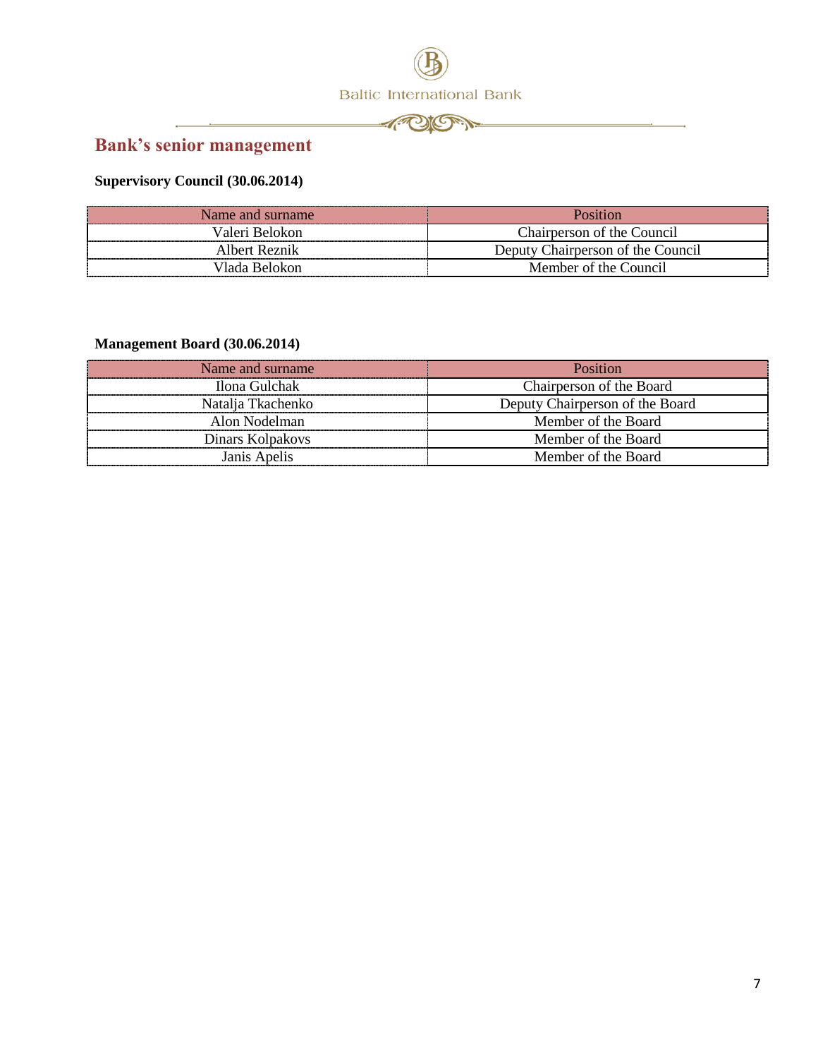## Bank's senior management

**Supervisory Council (30.06.2014)**

| Name and surname | Position |
| --- | --- |
| Valeri Belokon | Chairperson of the Council |
| Albert Reznik | Deputy Chairperson of the Council |
| Vlada Belokon | Member of the Council |

**Management Board (30.06.2014)**

| Name and surname | Position |
| --- | --- |
| Ilona Gulchak | Chairperson of the Board |
| Natalja Tkachenko | Deputy Chairperson of the Board |
| Alon Nodelman | Member of the Board |
| Dinars Kolpakovs | Member of the Board |
| Janis Apelis | Member of the Board |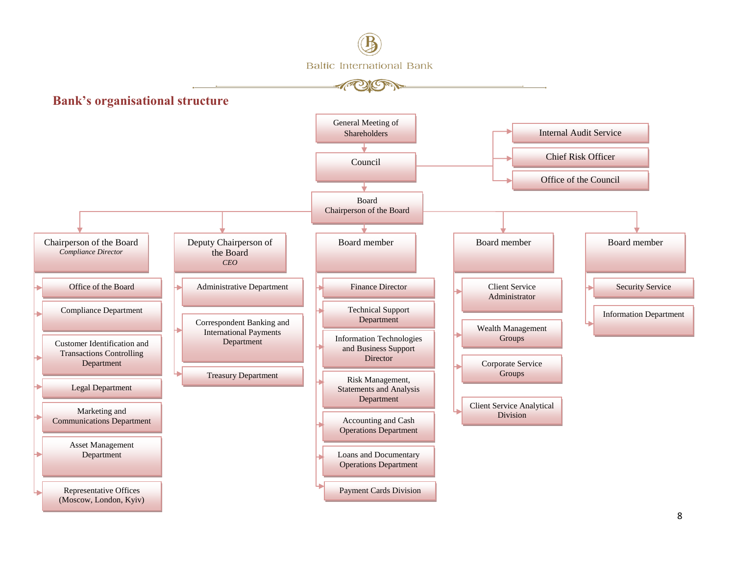## Bank's organisational structure

- General Meeting of Shareholders
  - Council
    - Internal Audit Service
    - Chief Risk Officer
    - Office of the Council
    - Board
      Chairperson of the Board
      - Chairperson of the Board
        *Compliance Director*
        - Office of the Board
        - Compliance Department
        - Customer Identification and Transactions Controlling Department
        - Legal Department
        - Marketing and Communications Department
        - Asset Management Department
        - Representative Offices (Moscow, London, Kyiv)
      - Deputy Chairperson of the Board
        *CEO*
        - Administrative Department
        - Correspondent Banking and International Payments Department
        - Treasury Department
      - Board member
        - Finance Director
        - Technical Support Department
        - Information Technologies and Business Support Director
        - Risk Management, Statements and Analysis Department
        - Accounting and Cash Operations Department
        - Loans and Documentary Operations Department
        - Payment Cards Division
      - Board member
        - Client Service Administrator
        - Wealth Management Groups
        - Corporate Service Groups
        - Client Service Analytical Division
      - Board member
        - Security Service
        - Information Department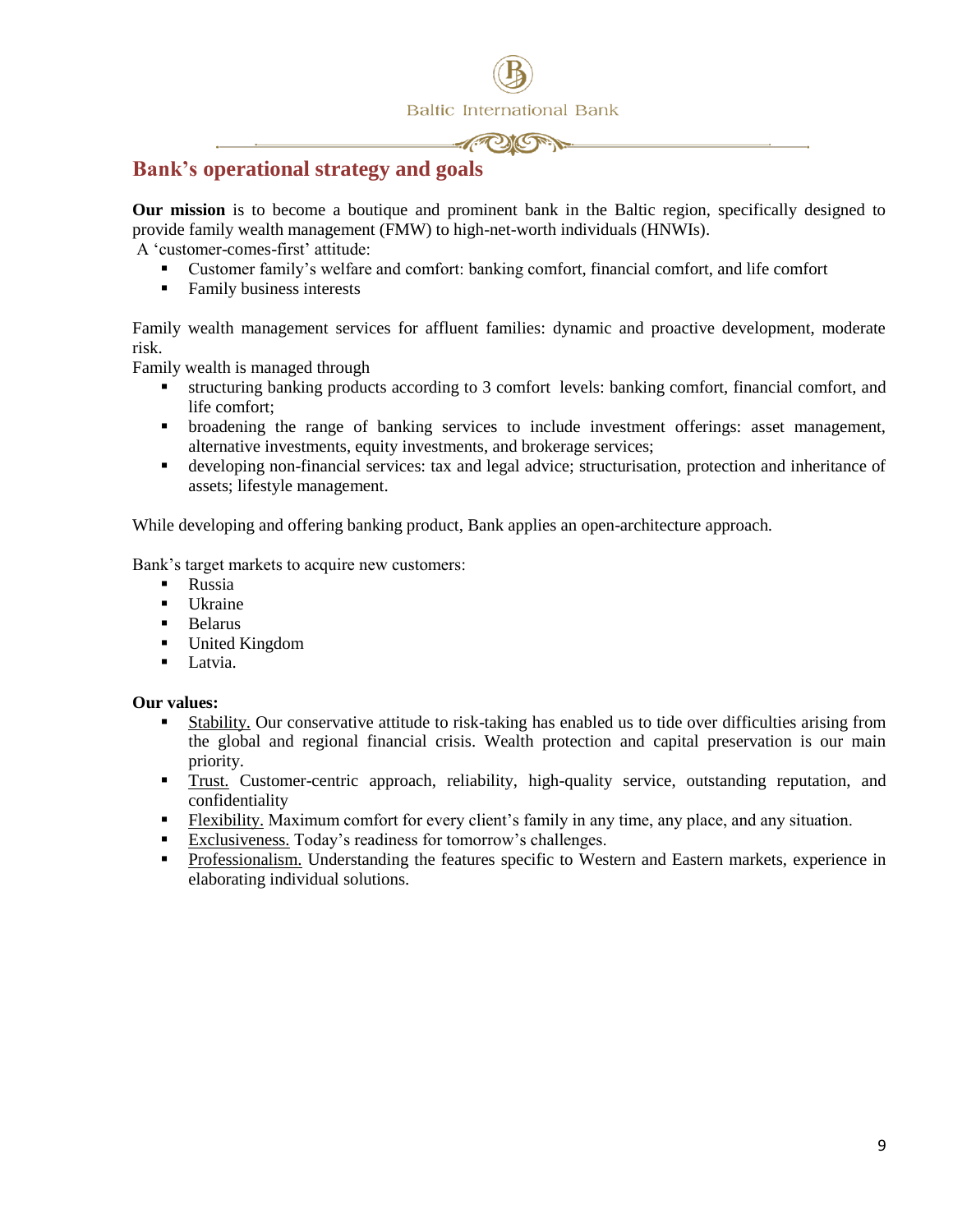## Bank's operational strategy and goals

**Our mission** is to become a boutique and prominent bank in the Baltic region, specifically designed to provide family wealth management (FMW) to high-net-worth individuals (HNWIs).

A 'customer-comes-first' attitude:

- Customer family's welfare and comfort: banking comfort, financial comfort, and life comfort
- Family business interests

Family wealth management services for affluent families: dynamic and proactive development, moderate risk.

Family wealth is managed through

- structuring banking products according to 3 comfort levels: banking comfort, financial comfort, and life comfort;
- broadening the range of banking services to include investment offerings: asset management, alternative investments, equity investments, and brokerage services;
- developing non-financial services: tax and legal advice; structurisation, protection and inheritance of assets; lifestyle management.

While developing and offering banking product, Bank applies an open-architecture approach.

Bank's target markets to acquire new customers:

- Russia
- Ukraine
- Belarus
- United Kingdom
- Latvia.

**Our values:**

- Stability. Our conservative attitude to risk-taking has enabled us to tide over difficulties arising from the global and regional financial crisis. Wealth protection and capital preservation is our main priority.
- Trust. Customer-centric approach, reliability, high-quality service, outstanding reputation, and confidentiality
- Flexibility. Maximum comfort for every client's family in any time, any place, and any situation.
- Exclusiveness. Today's readiness for tomorrow's challenges.
- Professionalism. Understanding the features specific to Western and Eastern markets, experience in elaborating individual solutions.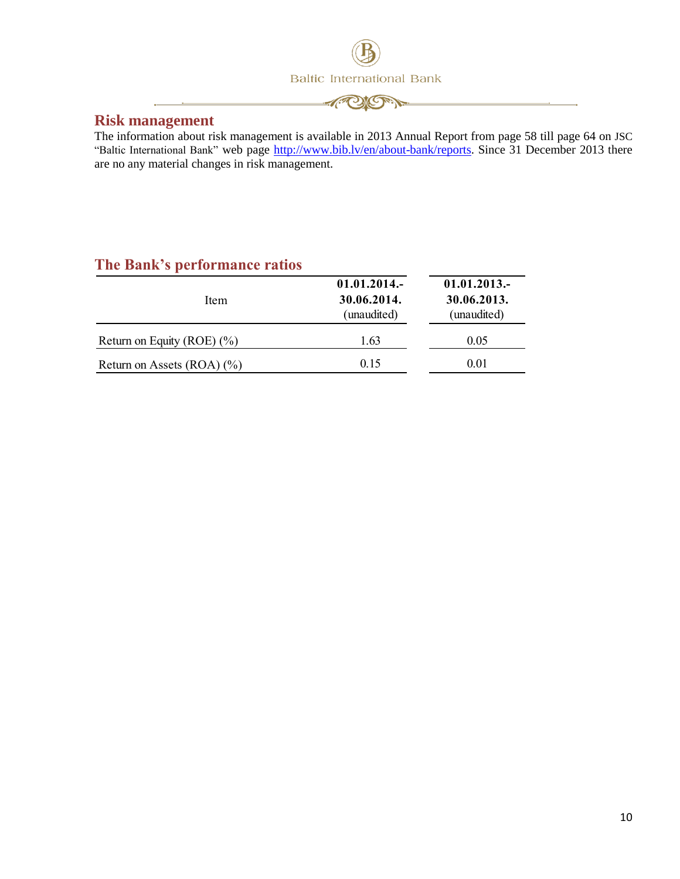## Risk management

The information about risk management is available in 2013 Annual Report from page 58 till page 64 on JSC "Baltic International Bank" web page http://www.bib.lv/en/about-bank/reports. Since 31 December 2013 there are no any material changes in risk management.

## The Bank's performance ratios

| Item | 01.01.2014.-30.06.2014. (unaudited) | 01.01.2013.-30.06.2013. (unaudited) |
|---|---|---|
| Return on Equity (ROE) (%) | 1.63 | 0.05 |
| Return on Assets (ROA) (%) | 0.15 | 0.01 |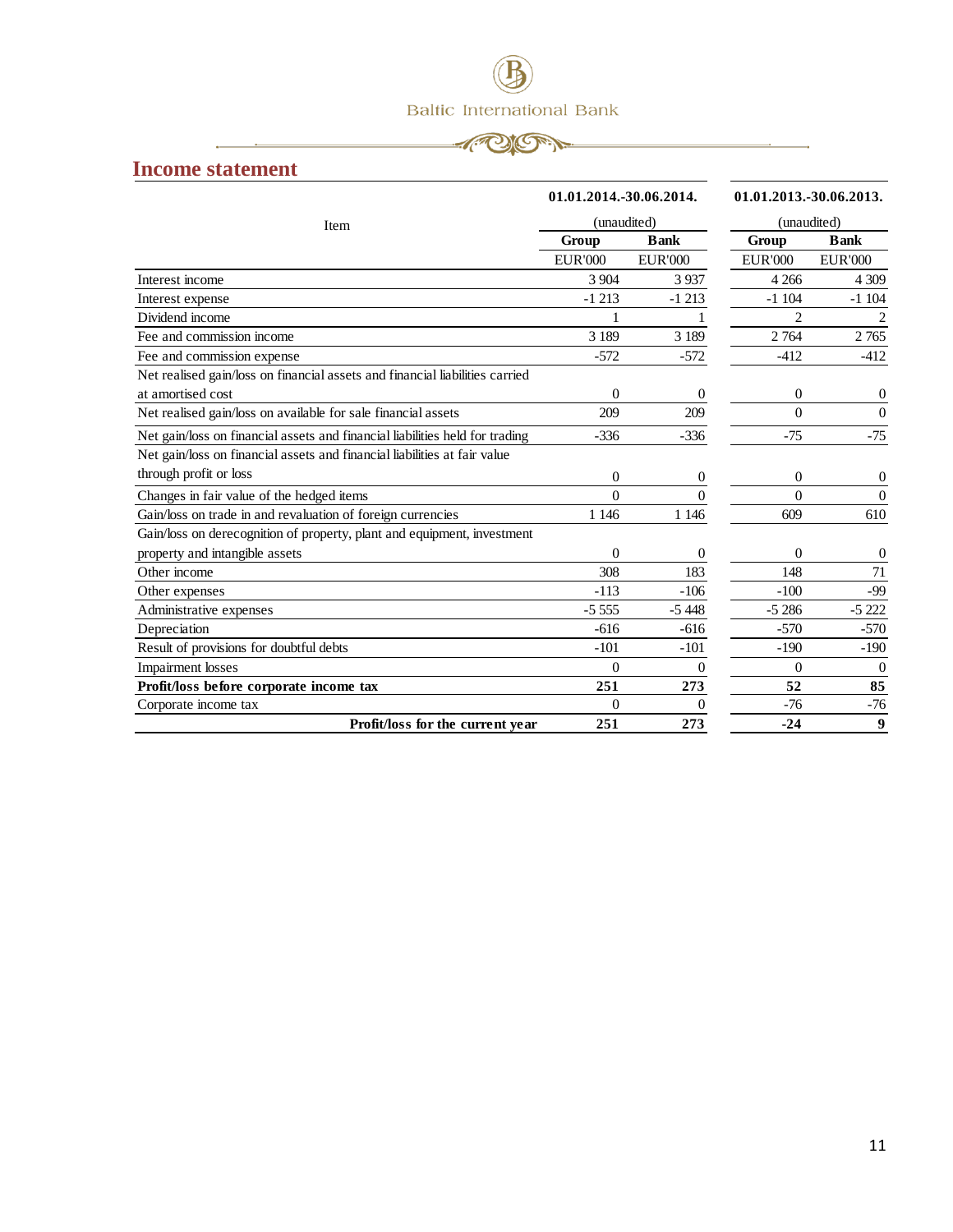## Income statement

| Item | 01.01.2014.-30.06.2014. | | 01.01.2013.-30.06.2013. | |
|---|---|---|---|---|
| | (unaudited) | | (unaudited) | |
| | **Group** | **Bank** | **Group** | **Bank** |
| | EUR'000 | EUR'000 | EUR'000 | EUR'000 |
| Interest income | 3 904 | 3 937 | 4 266 | 4 309 |
| Interest expense | -1 213 | -1 213 | -1 104 | -1 104 |
| Dividend income | 1 | 1 | 2 | 2 |
| Fee and commission income | 3 189 | 3 189 | 2 764 | 2 765 |
| Fee and commission expense | -572 | -572 | -412 | -412 |
| Net realised gain/loss on financial assets and financial liabilities carried at amortised cost | 0 | 0 | 0 | 0 |
| Net realised gain/loss on available for sale financial assets | 209 | 209 | 0 | 0 |
| Net gain/loss on financial assets and financial liabilities held for trading | -336 | -336 | -75 | -75 |
| Net gain/loss on financial assets and financial liabilities at fair value through profit or loss | 0 | 0 | 0 | 0 |
| Changes in fair value of the hedged items | 0 | 0 | 0 | 0 |
| Gain/loss on trade in and revaluation of foreign currencies | 1 146 | 1 146 | 609 | 610 |
| Gain/loss on derecognition of property, plant and equipment, investment property and intangible assets | 0 | 0 | 0 | 0 |
| Other income | 308 | 183 | 148 | 71 |
| Other expenses | -113 | -106 | -100 | -99 |
| Administrative expenses | -5 555 | -5 448 | -5 286 | -5 222 |
| Depreciation | -616 | -616 | -570 | -570 |
| Result of provisions for doubtful debts | -101 | -101 | -190 | -190 |
| Impairment losses | 0 | 0 | 0 | 0 |
| **Profit/loss before corporate income tax** | **251** | **273** | **52** | **85** |
| Corporate income tax | 0 | 0 | -76 | -76 |
| **Profit/loss for the current year** | **251** | **273** | **-24** | **9** |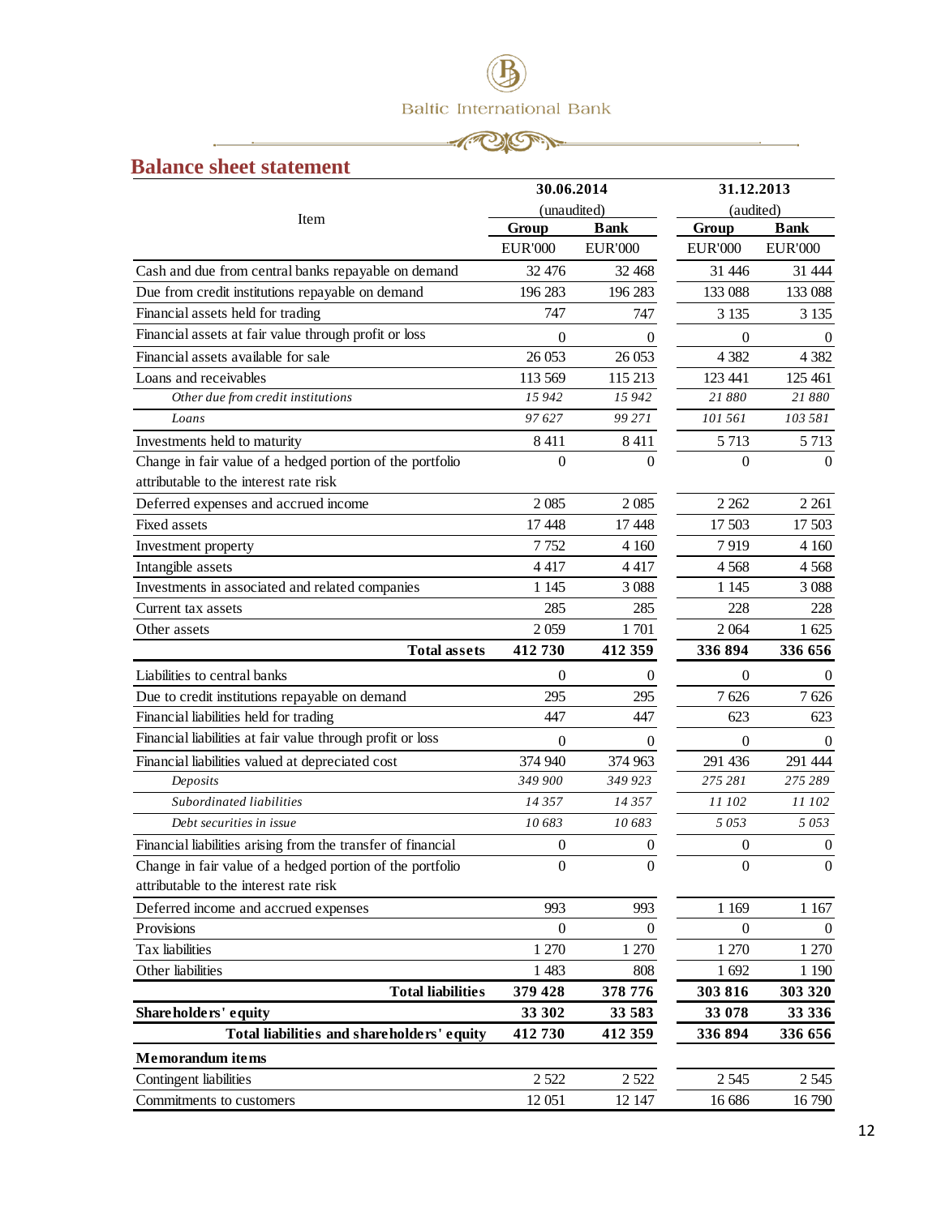## Balance sheet statement

| Item | 30.06.2014 (unaudited) | | 31.12.2013 (audited) | |
|---|---|---|---|---|
| | Group | Bank | Group | Bank |
| | EUR'000 | EUR'000 | EUR'000 | EUR'000 |
| Cash and due from central banks repayable on demand | 32 476 | 32 468 | 31 446 | 31 444 |
| Due from credit institutions repayable on demand | 196 283 | 196 283 | 133 088 | 133 088 |
| Financial assets held for trading | 747 | 747 | 3 135 | 3 135 |
| Financial assets at fair value through profit or loss | 0 | 0 | 0 | 0 |
| Financial assets available for sale | 26 053 | 26 053 | 4 382 | 4 382 |
| Loans and receivables | 113 569 | 115 213 | 123 441 | 125 461 |
| *Other due from credit institutions* | *15 942* | *15 942* | *21 880* | *21 880* |
| *Loans* | *97 627* | *99 271* | *101 561* | *103 581* |
| Investments held to maturity | 8 411 | 8 411 | 5 713 | 5 713 |
| Change in fair value of a hedged portion of the portfolio attributable to the interest rate risk | 0 | 0 | 0 | 0 |
| Deferred expenses and accrued income | 2 085 | 2 085 | 2 262 | 2 261 |
| Fixed assets | 17 448 | 17 448 | 17 503 | 17 503 |
| Investment property | 7 752 | 4 160 | 7 919 | 4 160 |
| Intangible assets | 4 417 | 4 417 | 4 568 | 4 568 |
| Investments in associated and related companies | 1 145 | 3 088 | 1 145 | 3 088 |
| Current tax assets | 285 | 285 | 228 | 228 |
| Other assets | 2 059 | 1 701 | 2 064 | 1 625 |
| **Total assets** | **412 730** | **412 359** | **336 894** | **336 656** |
| Liabilities to central banks | 0 | 0 | 0 | 0 |
| Due to credit institutions repayable on demand | 295 | 295 | 7 626 | 7 626 |
| Financial liabilities held for trading | 447 | 447 | 623 | 623 |
| Financial liabilities at fair value through profit or loss | 0 | 0 | 0 | 0 |
| Financial liabilities valued at depreciated cost | 374 940 | 374 963 | 291 436 | 291 444 |
| *Deposits* | *349 900* | *349 923* | *275 281* | *275 289* |
| *Subordinated liabilities* | *14 357* | *14 357* | *11 102* | *11 102* |
| *Debt securities in issue* | *10 683* | *10 683* | *5 053* | *5 053* |
| Financial liabilities arising from the transfer of financial | 0 | 0 | 0 | 0 |
| Change in fair value of a hedged portion of the portfolio attributable to the interest rate risk | 0 | 0 | 0 | 0 |
| Deferred income and accrued expenses | 993 | 993 | 1 169 | 1 167 |
| Provisions | 0 | 0 | 0 | 0 |
| Tax liabilities | 1 270 | 1 270 | 1 270 | 1 270 |
| Other liabilities | 1 483 | 808 | 1 692 | 1 190 |
| **Total liabilities** | **379 428** | **378 776** | **303 816** | **303 320** |
| **Shareholders' equity** | **33 302** | **33 583** | **33 078** | **33 336** |
| **Total liabilities and shareholders' equity** | **412 730** | **412 359** | **336 894** | **336 656** |
| **Memorandum items** | | | | |
| Contingent liabilities | 2 522 | 2 522 | 2 545 | 2 545 |
| Commitments to customers | 12 051 | 12 147 | 16 686 | 16 790 |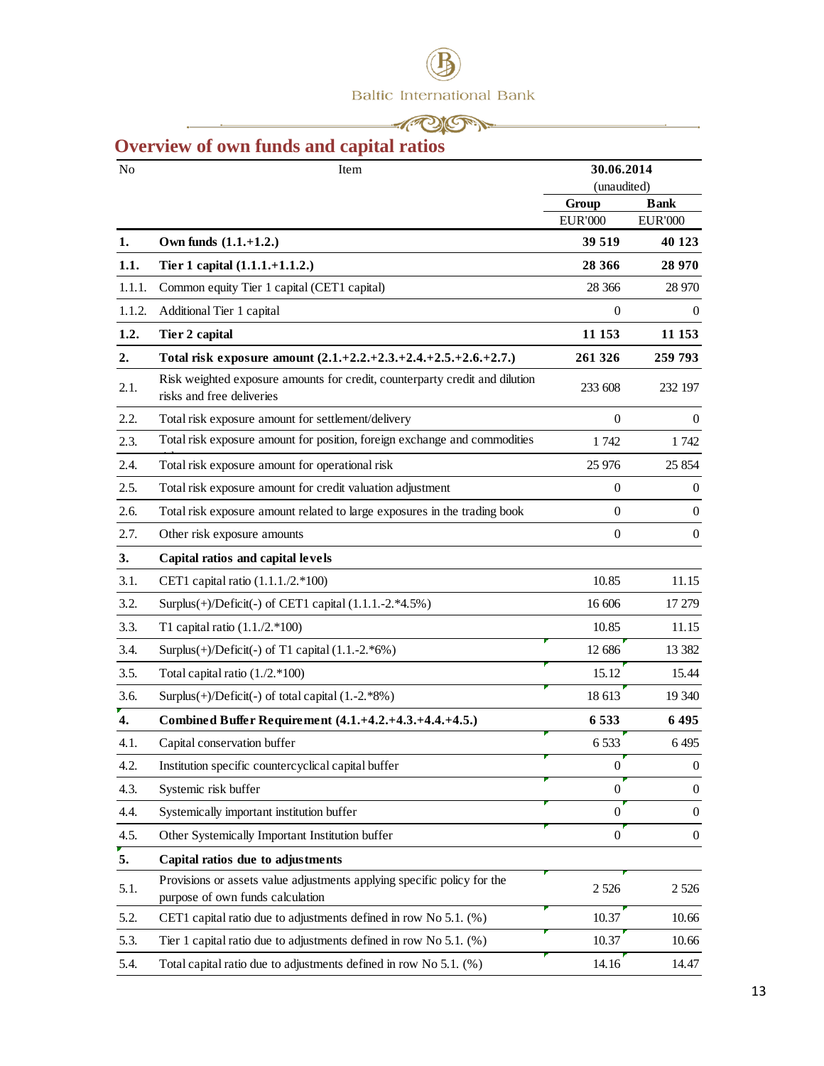## Overview of own funds and capital ratios

| No | Item | 30.06.2014 (unaudited) | |
|---|---|---|---|
| | | Group | Bank |
| | | EUR'000 | EUR'000 |
| **1.** | **Own funds (1.1.+1.2.)** | **39 519** | **40 123** |
| **1.1.** | **Tier 1 capital (1.1.1.+1.1.2.)** | **28 366** | **28 970** |
| 1.1.1. | Common equity Tier 1 capital (CET1 capital) | 28 366 | 28 970 |
| 1.1.2. | Additional Tier 1 capital | 0 | 0 |
| **1.2.** | **Tier 2 capital** | **11 153** | **11 153** |
| **2.** | **Total risk exposure amount (2.1.+2.2.+2.3.+2.4.+2.5.+2.6.+2.7.)** | **261 326** | **259 793** |
| 2.1. | Risk weighted exposure amounts for credit, counterparty credit and dilution risks and free deliveries | 233 608 | 232 197 |
| 2.2. | Total risk exposure amount for settlement/delivery | 0 | 0 |
| 2.3. | Total risk exposure amount for position, foreign exchange and commodities risks | 1 742 | 1 742 |
| 2.4. | Total risk exposure amount for operational risk | 25 976 | 25 854 |
| 2.5. | Total risk exposure amount for credit valuation adjustment | 0 | 0 |
| 2.6. | Total risk exposure amount related to large exposures in the trading book | 0 | 0 |
| 2.7. | Other risk exposure amounts | 0 | 0 |
| **3.** | **Capital ratios and capital levels** | | |
| 3.1. | CET1 capital ratio (1.1.1./2.*100) | 10.85 | 11.15 |
| 3.2. | Surplus(+)/Deficit(-) of CET1 capital (1.1.1.-2.*4.5%) | 16 606 | 17 279 |
| 3.3. | T1 capital ratio (1.1./2.*100) | 10.85 | 11.15 |
| 3.4. | Surplus(+)/Deficit(-) of T1 capital (1.1.-2.*6%) | 12 686 | 13 382 |
| 3.5. | Total capital ratio (1./2.*100) | 15.12 | 15.44 |
| 3.6. | Surplus(+)/Deficit(-) of total capital (1.-2.*8%) | 18 613 | 19 340 |
| **4.** | **Combined Buffer Requirement (4.1.+4.2.+4.3.+4.4.+4.5.)** | **6 533** | **6 495** |
| 4.1. | Capital conservation buffer | 6 533 | 6 495 |
| 4.2. | Institution specific countercyclical capital buffer | 0 | 0 |
| 4.3. | Systemic risk buffer | 0 | 0 |
| 4.4. | Systemically important institution buffer | 0 | 0 |
| 4.5. | Other Systemically Important Institution buffer | 0 | 0 |
| **5.** | **Capital ratios due to adjustments** | | |
| 5.1. | Provisions or assets value adjustments applying specific policy for the purpose of own funds calculation | 2 526 | 2 526 |
| 5.2. | CET1 capital ratio due to adjustments defined in row No 5.1. (%) | 10.37 | 10.66 |
| 5.3. | Tier 1 capital ratio due to adjustments defined in row No 5.1. (%) | 10.37 | 10.66 |
| 5.4. | Total capital ratio due to adjustments defined in row No 5.1. (%) | 14.16 | 14.47 |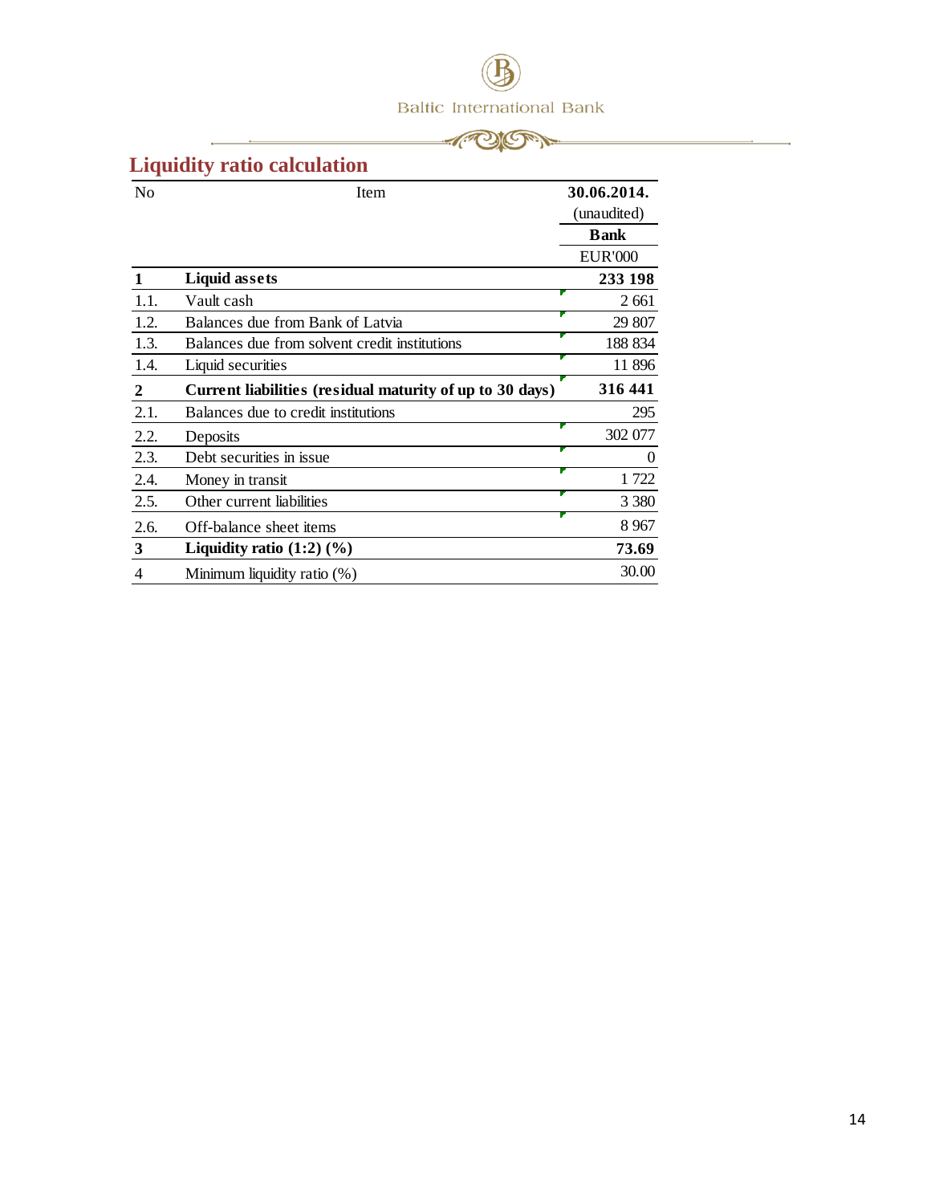## Liquidity ratio calculation

| No | Item | 30.06.2014. (unaudited) Bank EUR'000 |
|---|---|---|
| **1** | **Liquid assets** | **233 198** |
| 1.1. | Vault cash | 2 661 |
| 1.2. | Balances due from Bank of Latvia | 29 807 |
| 1.3. | Balances due from solvent credit institutions | 188 834 |
| 1.4. | Liquid securities | 11 896 |
| **2** | **Current liabilities (residual maturity of up to 30 days)** | **316 441** |
| 2.1. | Balances due to credit institutions | 295 |
| 2.2. | Deposits | 302 077 |
| 2.3. | Debt securities in issue | 0 |
| 2.4. | Money in transit | 1 722 |
| 2.5. | Other current liabilities | 3 380 |
| 2.6. | Off-balance sheet items | 8 967 |
| **3** | **Liquidity ratio (1:2) (%)** | **73.69** |
| 4 | Minimum liquidity ratio (%) | 30.00 |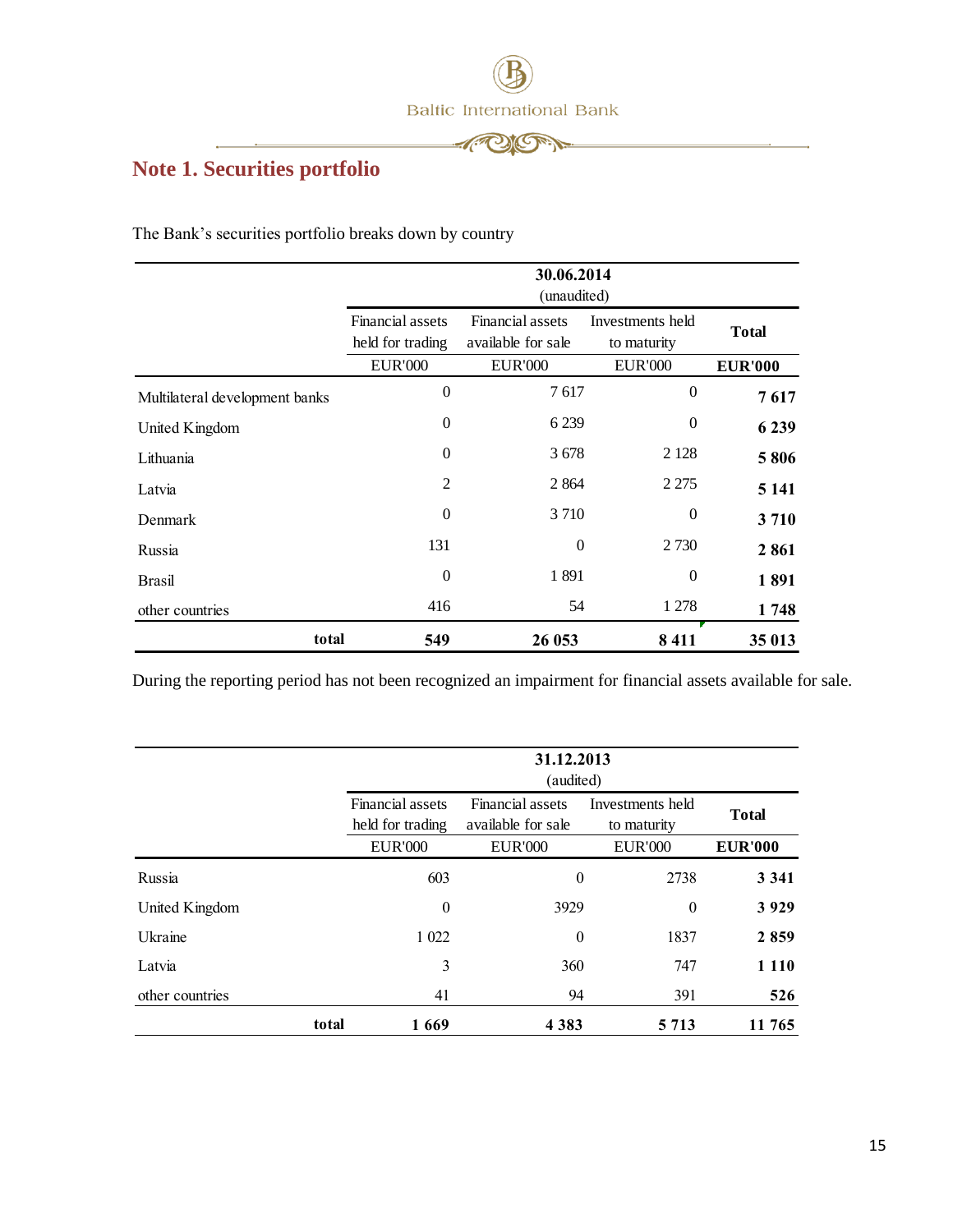## Note 1. Securities portfolio

The Bank's securities portfolio breaks down by country

| | 30.06.2014 (unaudited) | | | |
|---|---|---|---|---|
| | Financial assets held for trading | Financial assets available for sale | Investments held to maturity | **Total** |
| | EUR'000 | EUR'000 | EUR'000 | **EUR'000** |
| Multilateral development banks | 0 | 7 617 | 0 | **7 617** |
| United Kingdom | 0 | 6 239 | 0 | **6 239** |
| Lithuania | 0 | 3 678 | 2 128 | **5 806** |
| Latvia | 2 | 2 864 | 2 275 | **5 141** |
| Denmark | 0 | 3 710 | 0 | **3 710** |
| Russia | 131 | 0 | 2 730 | **2 861** |
| Brasil | 0 | 1 891 | 0 | **1 891** |
| other countries | 416 | 54 | 1 278 | **1 748** |
| **total** | **549** | **26 053** | **8 411** | **35 013** |

During the reporting period has not been recognized an impairment for financial assets available for sale.

| | 31.12.2013 (audited) | | | |
|---|---|---|---|---|
| | Financial assets held for trading | Financial assets available for sale | Investments held to maturity | **Total** |
| | EUR'000 | EUR'000 | EUR'000 | **EUR'000** |
| Russia | 603 | 0 | 2738 | **3 341** |
| United Kingdom | 0 | 3929 | 0 | **3 929** |
| Ukraine | 1 022 | 0 | 1837 | **2 859** |
| Latvia | 3 | 360 | 747 | **1 110** |
| other countries | 41 | 94 | 391 | **526** |
| **total** | **1 669** | **4 383** | **5 713** | **11 765** |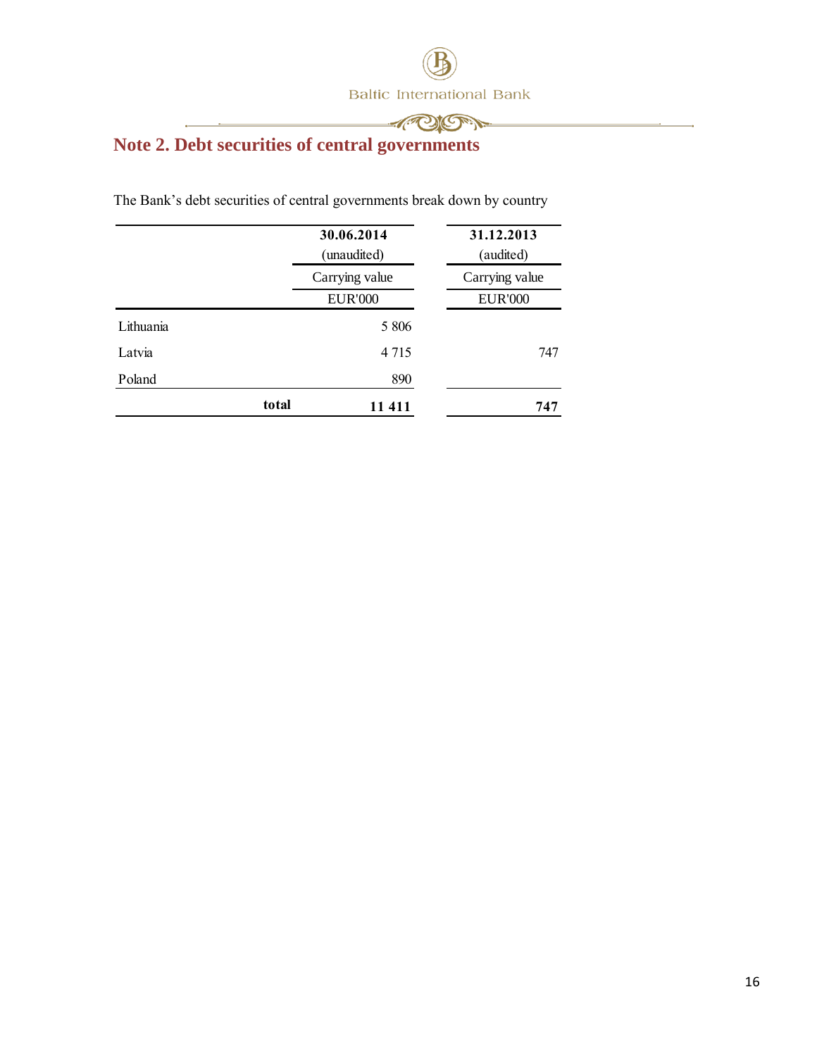## Note 2. Debt securities of central governments

The Bank's debt securities of central governments break down by country

| | 30.06.2014 (unaudited) | 31.12.2013 (audited) |
|---|---|---|
| | Carrying value | Carrying value |
| | EUR'000 | EUR'000 |
| Lithuania | 5 806 | |
| Latvia | 4 715 | 747 |
| Poland | 890 | |
| **total** | **11 411** | **747** |